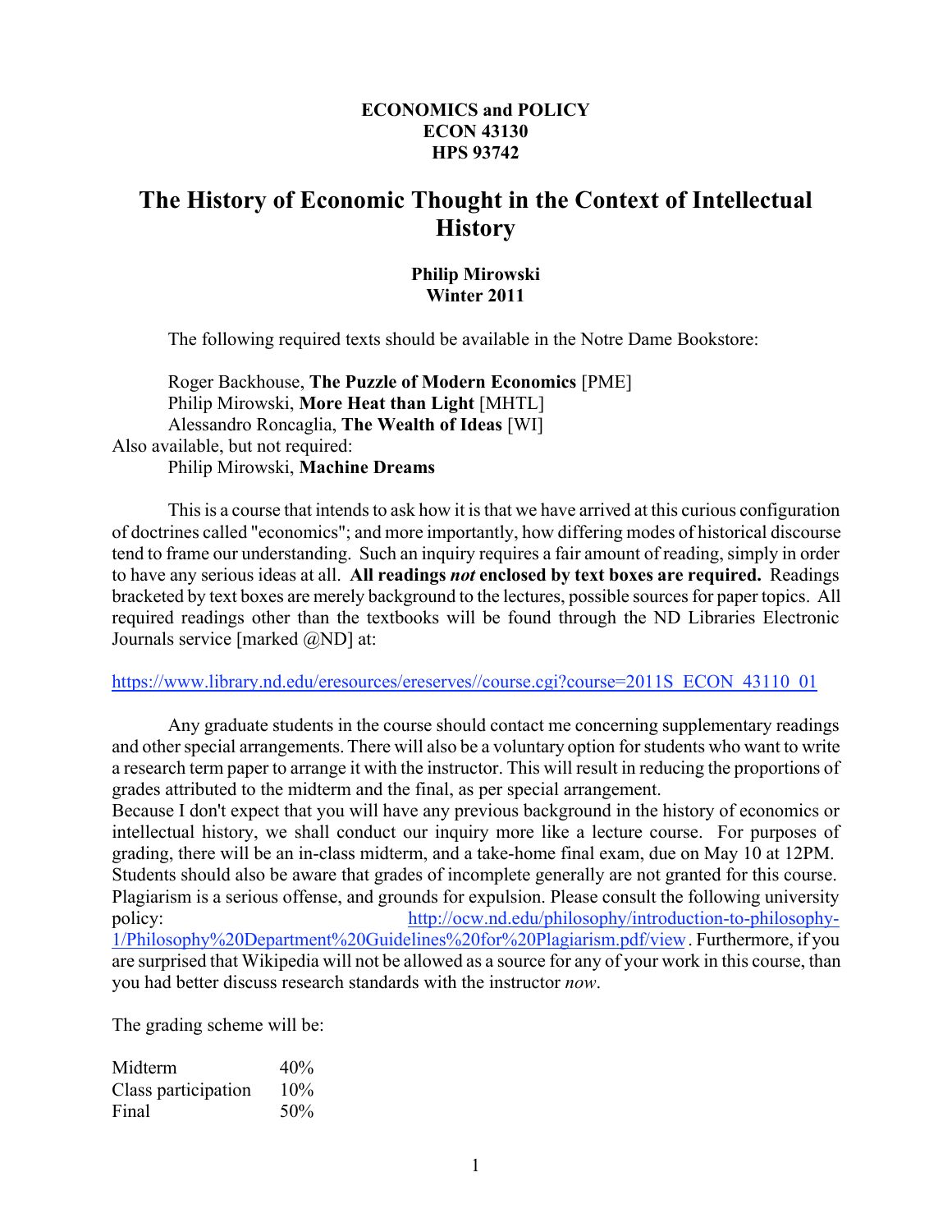**ECONOMICS and POLICY**
**ECON 43130**
**HPS 93742**

# The History of Economic Thought in the Context of Intellectual History

**Philip Mirowski**
**Winter 2011**

The following required texts should be available in the Notre Dame Bookstore:

Roger Backhouse, **The Puzzle of Modern Economics** [PME]
Philip Mirowski, **More Heat than Light** [MHTL]
Alessandro Roncaglia, **The Wealth of Ideas** [WI]
Also available, but not required:
Philip Mirowski, **Machine Dreams**

This is a course that intends to ask how it is that we have arrived at this curious configuration of doctrines called "economics"; and more importantly, how differing modes of historical discourse tend to frame our understanding. Such an inquiry requires a fair amount of reading, simply in order to have any serious ideas at all. **All readings *not* enclosed by text boxes are required.** Readings bracketed by text boxes are merely background to the lectures, possible sources for paper topics. All required readings other than the textbooks will be found through the ND Libraries Electronic Journals service [marked @ND] at:

https://www.library.nd.edu/eresources/ereserves//course.cgi?course=2011S_ECON_43110_01

Any graduate students in the course should contact me concerning supplementary readings and other special arrangements. There will also be a voluntary option for students who want to write a research term paper to arrange it with the instructor. This will result in reducing the proportions of grades attributed to the midterm and the final, as per special arrangement.
Because I don't expect that you will have any previous background in the history of economics or intellectual history, we shall conduct our inquiry more like a lecture course. For purposes of grading, there will be an in-class midterm, and a take-home final exam, due on May 10 at 12PM. Students should also be aware that grades of incomplete generally are not granted for this course. Plagiarism is a serious offense, and grounds for expulsion. Please consult the following university policy: http://ocw.nd.edu/philosophy/introduction-to-philosophy-1/Philosophy%20Department%20Guidelines%20for%20Plagiarism.pdf/view. Furthermore, if you are surprised that Wikipedia will not be allowed as a source for any of your work in this course, than you had better discuss research standards with the instructor *now*.

The grading scheme will be:

| | |
|---|---|
| Midterm | 40% |
| Class participation | 10% |
| Final | 50% |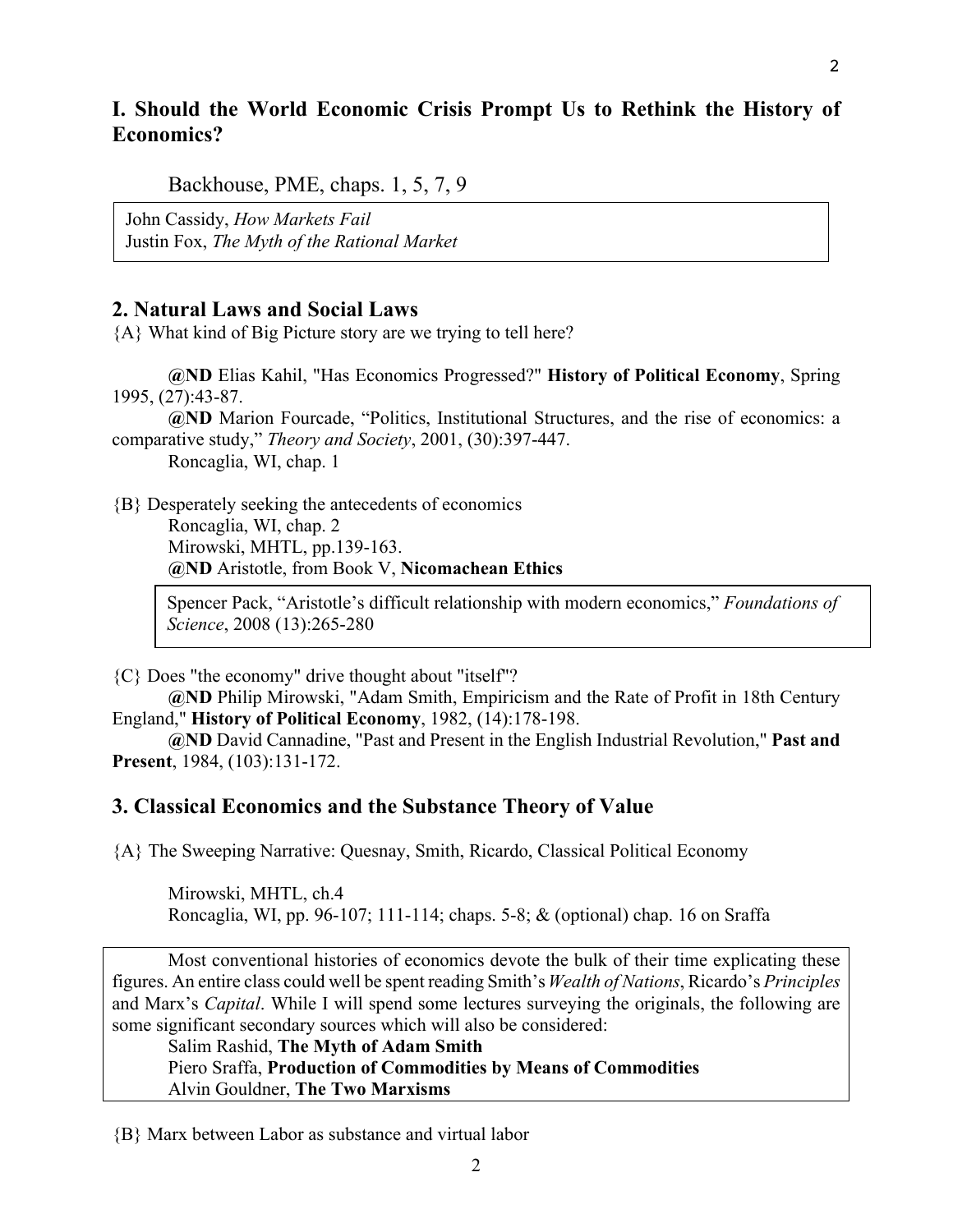## I. Should the World Economic Crisis Prompt Us to Rethink the History of Economics?

Backhouse, PME, chaps. 1, 5, 7, 9

John Cassidy, *How Markets Fail*
Justin Fox, *The Myth of the Rational Market*

## 2. Natural Laws and Social Laws

{A} What kind of Big Picture story are we trying to tell here?

**@ND** Elias Kahil, "Has Economics Progressed?" **History of Political Economy**, Spring 1995, (27):43-87.

**@ND** Marion Fourcade, "Politics, Institutional Structures, and the rise of economics: a comparative study," *Theory and Society*, 2001, (30):397-447.

Roncaglia, WI, chap. 1

{B} Desperately seeking the antecedents of economics

Roncaglia, WI, chap. 2
Mirowski, MHTL, pp.139-163.
**@ND** Aristotle, from Book V, **Nicomachean Ethics**

Spencer Pack, "Aristotle's difficult relationship with modern economics," *Foundations of Science*, 2008 (13):265-280

{C} Does "the economy" drive thought about "itself"?

**@ND** Philip Mirowski, "Adam Smith, Empiricism and the Rate of Profit in 18th Century England," **History of Political Economy**, 1982, (14):178-198.

**@ND** David Cannadine, "Past and Present in the English Industrial Revolution," **Past and Present**, 1984, (103):131-172.

## 3. Classical Economics and the Substance Theory of Value

{A} The Sweeping Narrative: Quesnay, Smith, Ricardo, Classical Political Economy

Mirowski, MHTL, ch.4
Roncaglia, WI, pp. 96-107; 111-114; chaps. 5-8; & (optional) chap. 16 on Sraffa

Most conventional histories of economics devote the bulk of their time explicating these figures. An entire class could well be spent reading Smith's *Wealth of Nations*, Ricardo's *Principles* and Marx's *Capital*. While I will spend some lectures surveying the originals, the following are some significant secondary sources which will also be considered:

Salim Rashid, **The Myth of Adam Smith**
Piero Sraffa, **Production of Commodities by Means of Commodities**
Alvin Gouldner, **The Two Marxisms**

{B} Marx between Labor as substance and virtual labor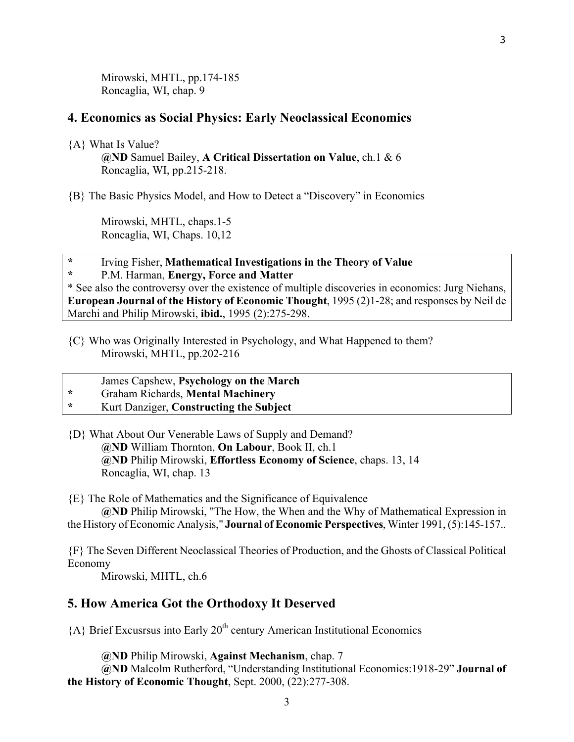Mirowski, MHTL, pp.174-185
Roncaglia, WI, chap. 9

## 4. Economics as Social Physics: Early Neoclassical Economics

{A} What Is Value?

**@ND** Samuel Bailey, **A Critical Dissertation on Value**, ch.1 & 6
Roncaglia, WI, pp.215-218.

{B} The Basic Physics Model, and How to Detect a "Discovery" in Economics

Mirowski, MHTL, chaps.1-5
Roncaglia, WI, Chaps. 10,12

**\*** Irving Fisher, **Mathematical Investigations in the Theory of Value**
**\*** P.M. Harman, **Energy, Force and Matter**
\* See also the controversy over the existence of multiple discoveries in economics: Jurg Niehans, **European Journal of the History of Economic Thought**, 1995 (2)1-28; and responses by Neil de Marchi and Philip Mirowski, **ibid.**, 1995 (2):275-298.

{C} Who was Originally Interested in Psychology, and What Happened to them?

Mirowski, MHTL, pp.202-216

James Capshew, **Psychology on the March**
**\*** Graham Richards, **Mental Machinery**
**\*** Kurt Danziger, **Constructing the Subject**

{D} What About Our Venerable Laws of Supply and Demand?

**@ND** William Thornton, **On Labour**, Book II, ch.1
**@ND** Philip Mirowski, **Effortless Economy of Science**, chaps. 13, 14
Roncaglia, WI, chap. 13

{E} The Role of Mathematics and the Significance of Equivalence

**@ND** Philip Mirowski, "The How, the When and the Why of Mathematical Expression in the History of Economic Analysis," **Journal of Economic Perspectives**, Winter 1991, (5):145-157..

{F} The Seven Different Neoclassical Theories of Production, and the Ghosts of Classical Political Economy

Mirowski, MHTL, ch.6

## 5. How America Got the Orthodoxy It Deserved

{A} Brief Excusrsus into Early 20th century American Institutional Economics

**@ND** Philip Mirowski, **Against Mechanism**, chap. 7
**@ND** Malcolm Rutherford, "Understanding Institutional Economics:1918-29" **Journal of the History of Economic Thought**, Sept. 2000, (22):277-308.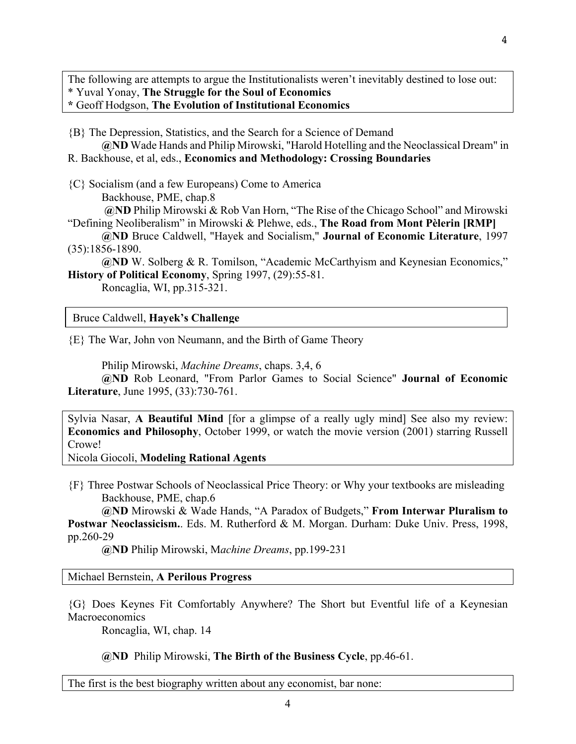The following are attempts to argue the Institutionalists weren't inevitably destined to lose out:
* Yuval Yonay, **The Struggle for the Soul of Economics**
* Geoff Hodgson, **The Evolution of Institutional Economics**

{B} The Depression, Statistics, and the Search for a Science of Demand

**@ND** Wade Hands and Philip Mirowski, "Harold Hotelling and the Neoclassical Dream" in R. Backhouse, et al, eds., **Economics and Methodology: Crossing Boundaries**

{C} Socialism (and a few Europeans) Come to America

Backhouse, PME, chap.8

**@ND** Philip Mirowski & Rob Van Horn, "The Rise of the Chicago School" and Mirowski "Defining Neoliberalism" in Mirowski & Plehwe, eds., **The Road from Mont Pèlerin [RMP]**

**@ND** Bruce Caldwell, "Hayek and Socialism," **Journal of Economic Literature**, 1997 (35):1856-1890.

**@ND** W. Solberg & R. Tomilson, "Academic McCarthyism and Keynesian Economics," **History of Political Economy**, Spring 1997, (29):55-81.

Roncaglia, WI, pp.315-321.

Bruce Caldwell, **Hayek's Challenge**

{E} The War, John von Neumann, and the Birth of Game Theory

Philip Mirowski, *Machine Dreams*, chaps. 3,4, 6

**@ND** Rob Leonard, "From Parlor Games to Social Science" **Journal of Economic Literature**, June 1995, (33):730-761.

Sylvia Nasar, **A Beautiful Mind** [for a glimpse of a really ugly mind] See also my review: **Economics and Philosophy**, October 1999, or watch the movie version (2001) starring Russell Crowe!
Nicola Giocoli, **Modeling Rational Agents**

{F} Three Postwar Schools of Neoclassical Price Theory: or Why your textbooks are misleading

Backhouse, PME, chap.6

**@ND** Mirowski & Wade Hands, "A Paradox of Budgets," **From Interwar Pluralism to Postwar Neoclassicism.**. Eds. M. Rutherford & M. Morgan. Durham: Duke Univ. Press, 1998, pp.260-29

**@ND** Philip Mirowski, M*achine Dreams*, pp.199-231

Michael Bernstein, **A Perilous Progress**

{G} Does Keynes Fit Comfortably Anywhere? The Short but Eventful life of a Keynesian Macroeconomics

Roncaglia, WI, chap. 14

**@ND** Philip Mirowski, **The Birth of the Business Cycle**, pp.46-61.

The first is the best biography written about any economist, bar none: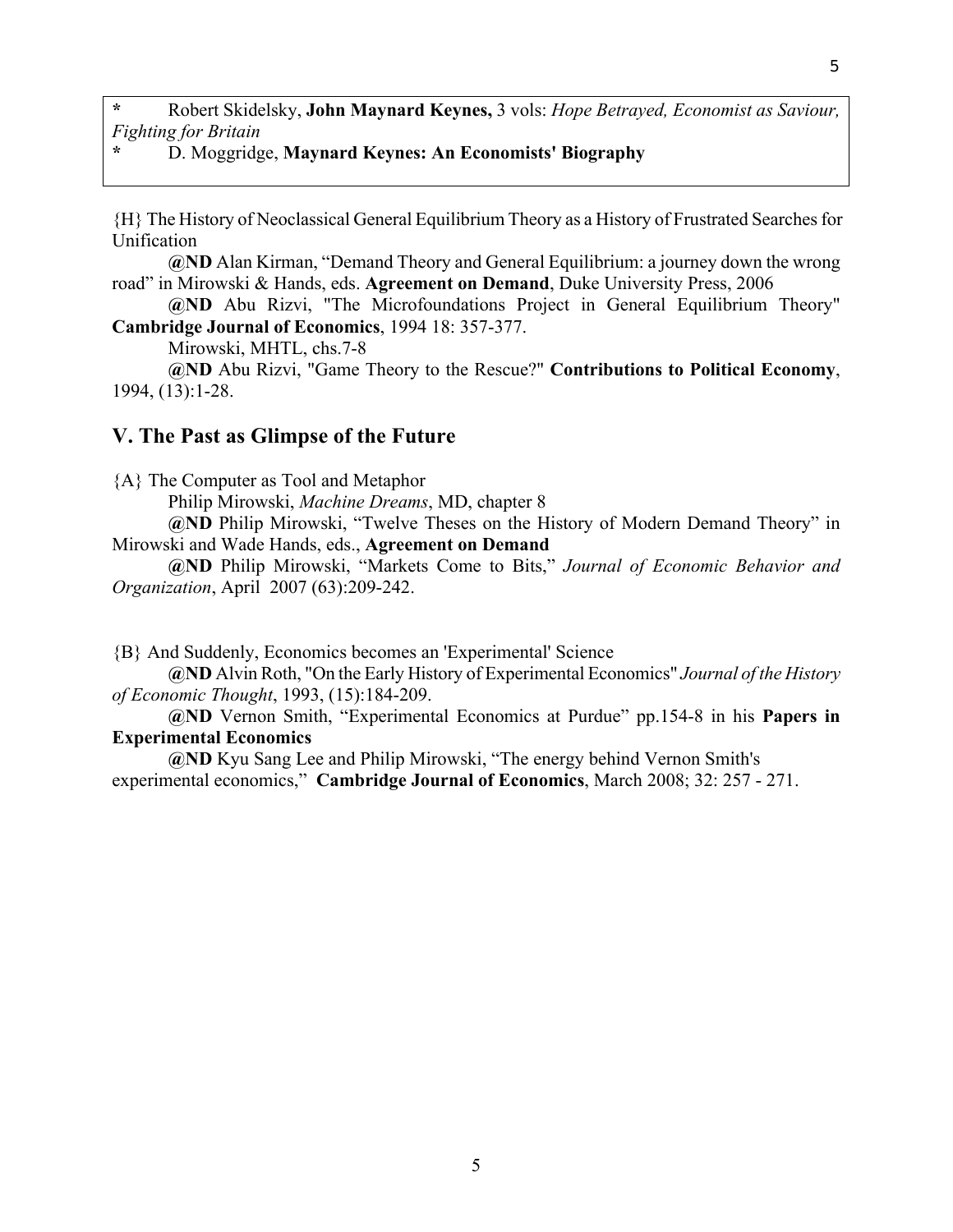**\*** Robert Skidelsky, **John Maynard Keynes,** 3 vols: *Hope Betrayed, Economist as Saviour, Fighting for Britain*

**\*** D. Moggridge, **Maynard Keynes: An Economists' Biography**

{H} The History of Neoclassical General Equilibrium Theory as a History of Frustrated Searches for Unification

**@ND** Alan Kirman, "Demand Theory and General Equilibrium: a journey down the wrong road" in Mirowski & Hands, eds. **Agreement on Demand**, Duke University Press, 2006

**@ND** Abu Rizvi, "The Microfoundations Project in General Equilibrium Theory" **Cambridge Journal of Economics**, 1994 18: 357-377.

Mirowski, MHTL, chs.7-8

**@ND** Abu Rizvi, "Game Theory to the Rescue?" **Contributions to Political Economy**, 1994, (13):1-28.

## V. The Past as Glimpse of the Future

{A} The Computer as Tool and Metaphor

Philip Mirowski, *Machine Dreams*, MD, chapter 8

**@ND** Philip Mirowski, "Twelve Theses on the History of Modern Demand Theory" in Mirowski and Wade Hands, eds., **Agreement on Demand**

**@ND** Philip Mirowski, "Markets Come to Bits," *Journal of Economic Behavior and Organization*, April 2007 (63):209-242.

{B} And Suddenly, Economics becomes an 'Experimental' Science

**@ND** Alvin Roth, "On the Early History of Experimental Economics" *Journal of the History of Economic Thought*, 1993, (15):184-209.

**@ND** Vernon Smith, "Experimental Economics at Purdue" pp.154-8 in his **Papers in Experimental Economics**

**@ND** Kyu Sang Lee and Philip Mirowski, "The energy behind Vernon Smith's experimental economics," **Cambridge Journal of Economics**, March 2008; 32: 257 - 271.